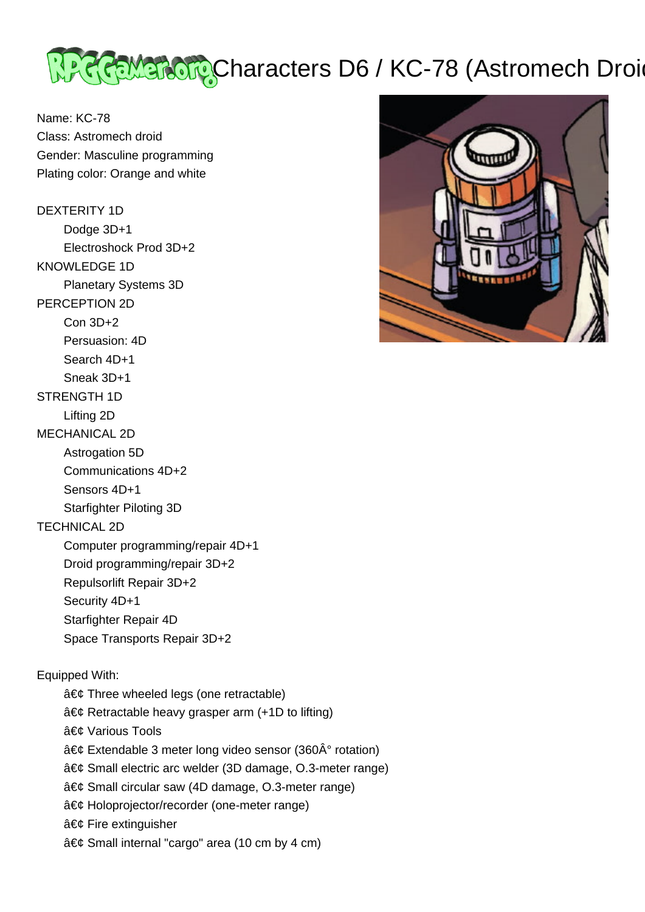# Characters D6 / KC-78 (Astromech Droid)

Name: KC-78
Class: Astromech droid
Gender: Masculine programming
Plating color: Orange and white

DEXTERITY 1D
- Dodge 3D+1
- Electroshock Prod 3D+2

KNOWLEDGE 1D
- Planetary Systems 3D

PERCEPTION 2D
- Con 3D+2
- Persuasion: 4D
- Search 4D+1
- Sneak 3D+1

STRENGTH 1D
- Lifting 2D

MECHANICAL 2D
- Astrogation 5D
- Communications 4D+2
- Sensors 4D+1
- Starfighter Piloting 3D

TECHNICAL 2D
- Computer programming/repair 4D+1
- Droid programming/repair 3D+2
- Repulsorlift Repair 3D+2
- Security 4D+1
- Starfighter Repair 4D
- Space Transports Repair 3D+2

Equipped With:
- â€¢ Three wheeled legs (one retractable)
- â€¢ Retractable heavy grasper arm (+1D to lifting)
- â€¢ Various Tools
- â€¢ Extendable 3 meter long video sensor (360Â° rotation)
- â€¢ Small electric arc welder (3D damage, O.3-meter range)
- â€¢ Small circular saw (4D damage, O.3-meter range)
- â€¢ Holoprojector/recorder (one-meter range)
- â€¢ Fire extinguisher
- â€¢ Small internal "cargo" area (10 cm by 4 cm)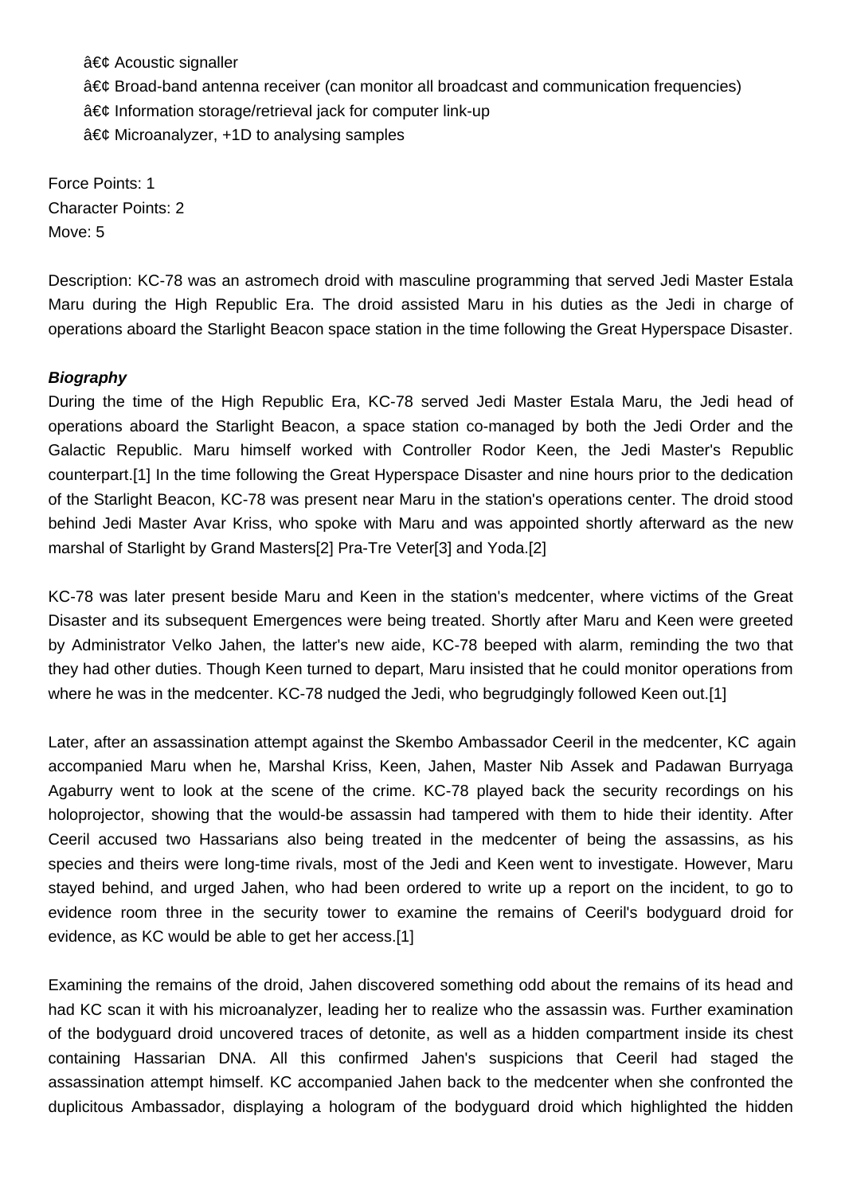â€¢ Acoustic signaller
â€¢ Broad-band antenna receiver (can monitor all broadcast and communication frequencies)
â€¢ Information storage/retrieval jack for computer link-up
â€¢ Microanalyzer, +1D to analysing samples

Force Points: 1
Character Points: 2
Move: 5

Description: KC-78 was an astromech droid with masculine programming that served Jedi Master Estala Maru during the High Republic Era. The droid assisted Maru in his duties as the Jedi in charge of operations aboard the Starlight Beacon space station in the time following the Great Hyperspace Disaster.

***Biography***

During the time of the High Republic Era, KC-78 served Jedi Master Estala Maru, the Jedi head of operations aboard the Starlight Beacon, a space station co-managed by both the Jedi Order and the Galactic Republic. Maru himself worked with Controller Rodor Keen, the Jedi Master's Republic counterpart.[1] In the time following the Great Hyperspace Disaster and nine hours prior to the dedication of the Starlight Beacon, KC-78 was present near Maru in the station's operations center. The droid stood behind Jedi Master Avar Kriss, who spoke with Maru and was appointed shortly afterward as the new marshal of Starlight by Grand Masters[2] Pra-Tre Veter[3] and Yoda.[2]

KC-78 was later present beside Maru and Keen in the station's medcenter, where victims of the Great Disaster and its subsequent Emergences were being treated. Shortly after Maru and Keen were greeted by Administrator Velko Jahen, the latter's new aide, KC-78 beeped with alarm, reminding the two that they had other duties. Though Keen turned to depart, Maru insisted that he could monitor operations from where he was in the medcenter. KC-78 nudged the Jedi, who begrudgingly followed Keen out.[1]

Later, after an assassination attempt against the Skembo Ambassador Ceeril in the medcenter, KC again accompanied Maru when he, Marshal Kriss, Keen, Jahen, Master Nib Assek and Padawan Burryaga Agaburry went to look at the scene of the crime. KC-78 played back the security recordings on his holoprojector, showing that the would-be assassin had tampered with them to hide their identity. After Ceeril accused two Hassarians also being treated in the medcenter of being the assassins, as his species and theirs were long-time rivals, most of the Jedi and Keen went to investigate. However, Maru stayed behind, and urged Jahen, who had been ordered to write up a report on the incident, to go to evidence room three in the security tower to examine the remains of Ceeril's bodyguard droid for evidence, as KC would be able to get her access.[1]

Examining the remains of the droid, Jahen discovered something odd about the remains of its head and had KC scan it with his microanalyzer, leading her to realize who the assassin was. Further examination of the bodyguard droid uncovered traces of detonite, as well as a hidden compartment inside its chest containing Hassarian DNA. All this confirmed Jahen's suspicions that Ceeril had staged the assassination attempt himself. KC accompanied Jahen back to the medcenter when she confronted the duplicitous Ambassador, displaying a hologram of the bodyguard droid which highlighted the hidden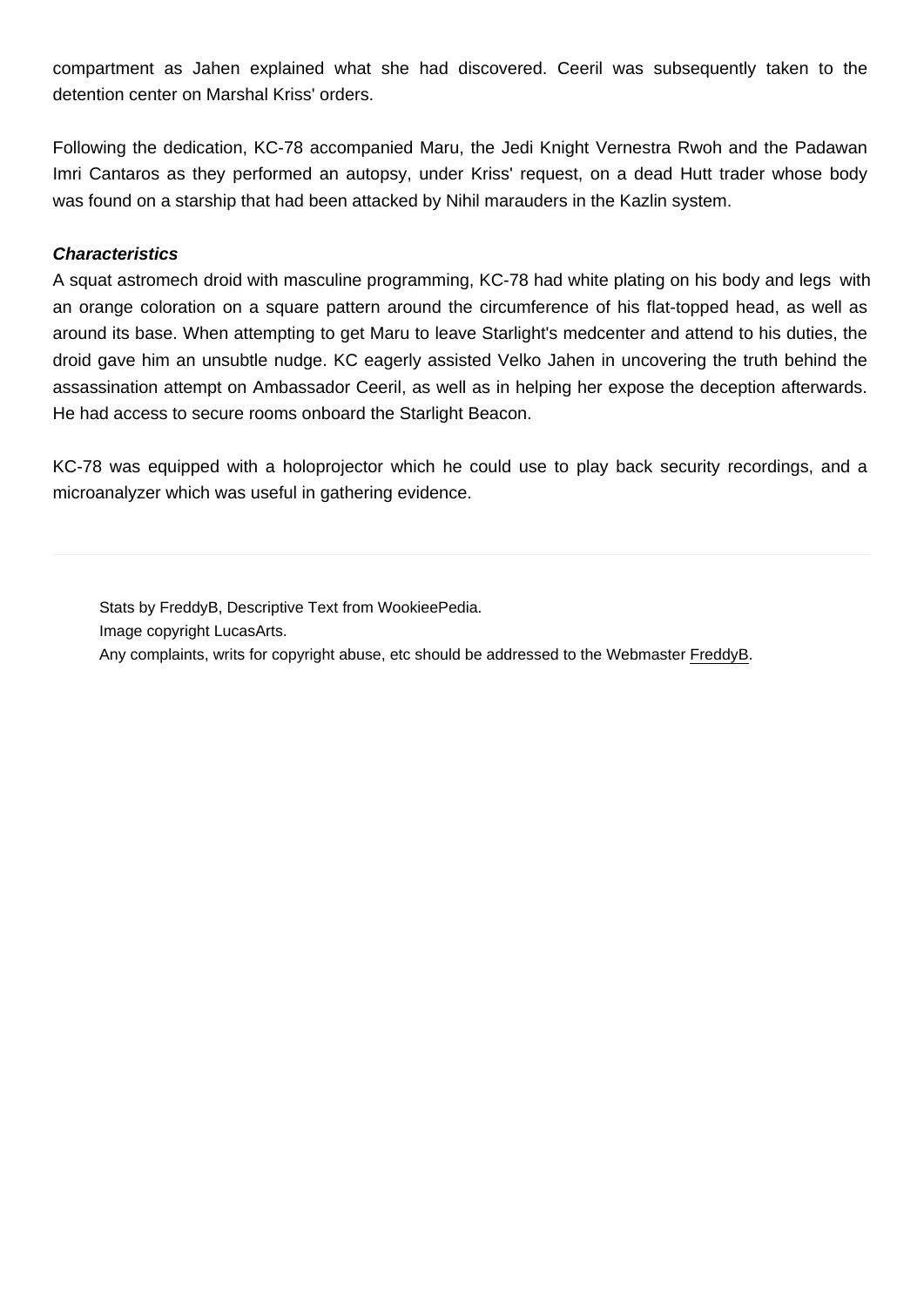compartment as Jahen explained what she had discovered. Ceeril was subsequently taken to the detention center on Marshal Kriss' orders.

Following the dedication, KC-78 accompanied Maru, the Jedi Knight Vernestra Rwoh and the Padawan Imri Cantaros as they performed an autopsy, under Kriss' request, on a dead Hutt trader whose body was found on a starship that had been attacked by Nihil marauders in the Kazlin system.

***Characteristics***

A squat astromech droid with masculine programming, KC-78 had white plating on his body and legs with an orange coloration on a square pattern around the circumference of his flat-topped head, as well as around its base. When attempting to get Maru to leave Starlight's medcenter and attend to his duties, the droid gave him an unsubtle nudge. KC eagerly assisted Velko Jahen in uncovering the truth behind the assassination attempt on Ambassador Ceeril, as well as in helping her expose the deception afterwards. He had access to secure rooms onboard the Starlight Beacon.

KC-78 was equipped with a holoprojector which he could use to play back security recordings, and a microanalyzer which was useful in gathering evidence.

---

Stats by FreddyB, Descriptive Text from WookieePedia.
Image copyright LucasArts.
Any complaints, writs for copyright abuse, etc should be addressed to the Webmaster FreddyB.